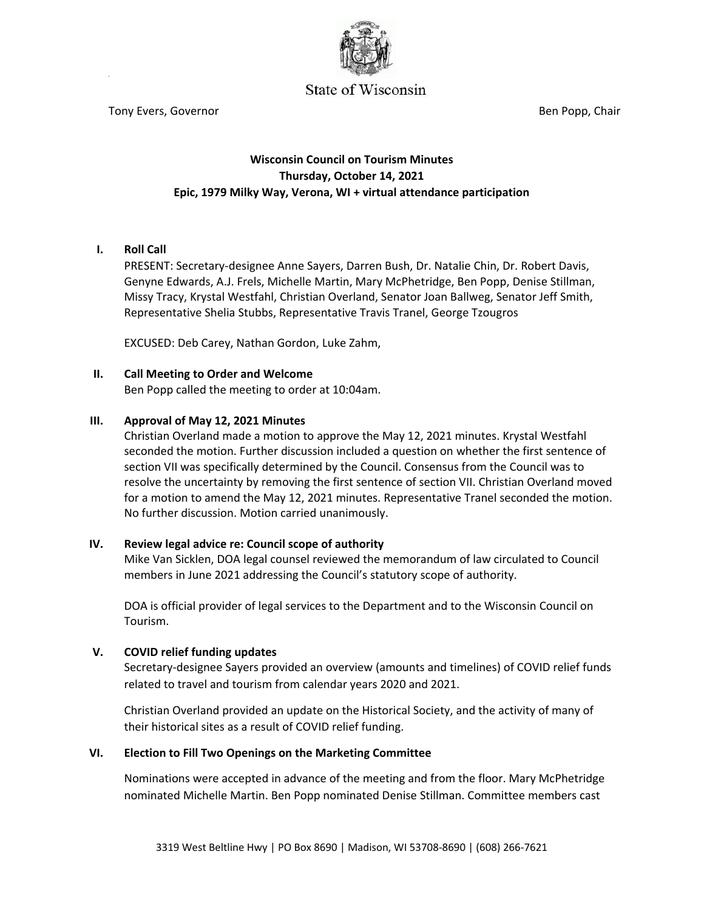State of Wisconsin

Tony Evers, Governor                                                                                                    Ben Popp, Chair

**Wisconsin Council on Tourism Minutes**
**Thursday, October 14, 2021**
**Epic, 1979 Milky Way, Verona, WI + virtual attendance participation**

## I. Roll Call

PRESENT: Secretary-designee Anne Sayers, Darren Bush, Dr. Natalie Chin, Dr. Robert Davis, Genyne Edwards, A.J. Frels, Michelle Martin, Mary McPhetridge, Ben Popp, Denise Stillman, Missy Tracy, Krystal Westfahl, Christian Overland, Senator Joan Ballweg, Senator Jeff Smith, Representative Shelia Stubbs, Representative Travis Tranel, George Tzougros

EXCUSED: Deb Carey, Nathan Gordon, Luke Zahm,

## II. Call Meeting to Order and Welcome

Ben Popp called the meeting to order at 10:04am.

## III. Approval of May 12, 2021 Minutes

Christian Overland made a motion to approve the May 12, 2021 minutes. Krystal Westfahl seconded the motion. Further discussion included a question on whether the first sentence of section VII was specifically determined by the Council. Consensus from the Council was to resolve the uncertainty by removing the first sentence of section VII. Christian Overland moved for a motion to amend the May 12, 2021 minutes. Representative Tranel seconded the motion. No further discussion. Motion carried unanimously.

## IV. Review legal advice re: Council scope of authority

Mike Van Sicklen, DOA legal counsel reviewed the memorandum of law circulated to Council members in June 2021 addressing the Council's statutory scope of authority.

DOA is official provider of legal services to the Department and to the Wisconsin Council on Tourism.

## V. COVID relief funding updates

Secretary-designee Sayers provided an overview (amounts and timelines) of COVID relief funds related to travel and tourism from calendar years 2020 and 2021.

Christian Overland provided an update on the Historical Society, and the activity of many of their historical sites as a result of COVID relief funding.

## VI. Election to Fill Two Openings on the Marketing Committee

Nominations were accepted in advance of the meeting and from the floor. Mary McPhetridge nominated Michelle Martin. Ben Popp nominated Denise Stillman. Committee members cast

3319 West Beltline Hwy | PO Box 8690 | Madison, WI 53708-8690 | (608) 266-7621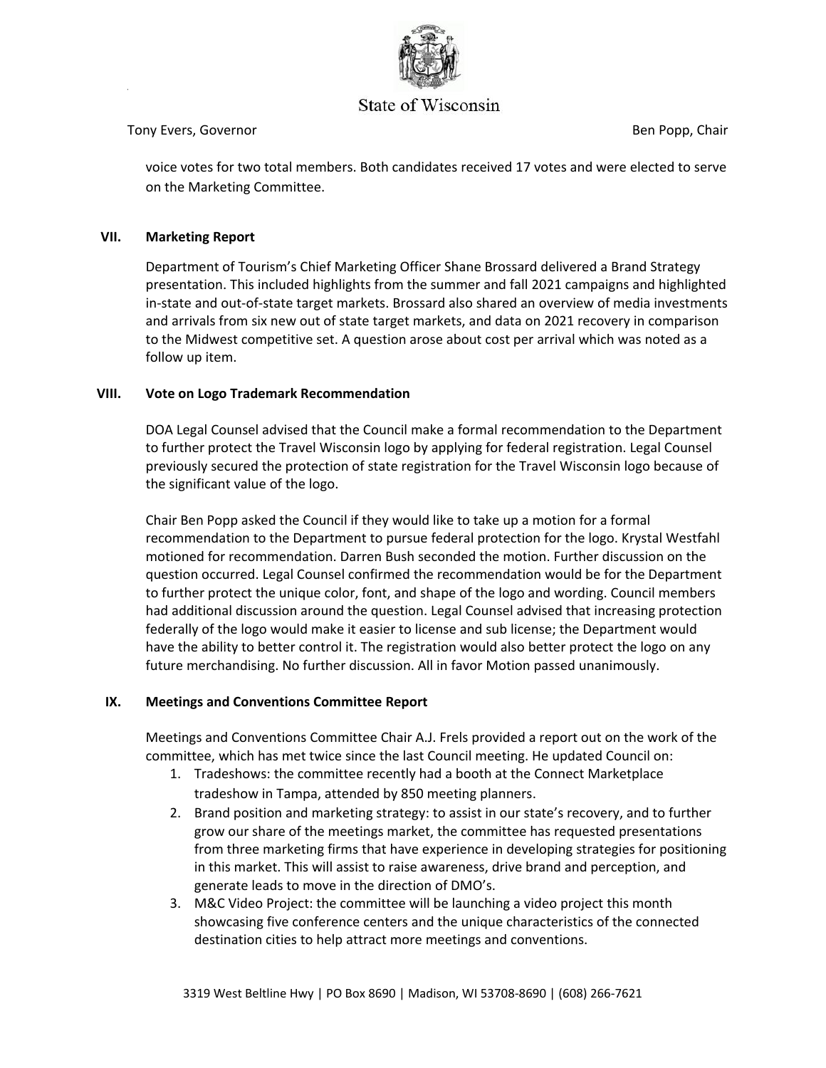voice votes for two total members. Both candidates received 17 votes and were elected to serve on the Marketing Committee.

## VII. Marketing Report

Department of Tourism's Chief Marketing Officer Shane Brossard delivered a Brand Strategy presentation. This included highlights from the summer and fall 2021 campaigns and highlighted in-state and out-of-state target markets. Brossard also shared an overview of media investments and arrivals from six new out of state target markets, and data on 2021 recovery in comparison to the Midwest competitive set. A question arose about cost per arrival which was noted as a follow up item.

## VIII. Vote on Logo Trademark Recommendation

DOA Legal Counsel advised that the Council make a formal recommendation to the Department to further protect the Travel Wisconsin logo by applying for federal registration. Legal Counsel previously secured the protection of state registration for the Travel Wisconsin logo because of the significant value of the logo.

Chair Ben Popp asked the Council if they would like to take up a motion for a formal recommendation to the Department to pursue federal protection for the logo. Krystal Westfahl motioned for recommendation. Darren Bush seconded the motion. Further discussion on the question occurred. Legal Counsel confirmed the recommendation would be for the Department to further protect the unique color, font, and shape of the logo and wording. Council members had additional discussion around the question. Legal Counsel advised that increasing protection federally of the logo would make it easier to license and sub license; the Department would have the ability to better control it. The registration would also better protect the logo on any future merchandising. No further discussion. All in favor Motion passed unanimously.

## IX. Meetings and Conventions Committee Report

Meetings and Conventions Committee Chair A.J. Frels provided a report out on the work of the committee, which has met twice since the last Council meeting. He updated Council on:

1. Tradeshows: the committee recently had a booth at the Connect Marketplace tradeshow in Tampa, attended by 850 meeting planners.
2. Brand position and marketing strategy: to assist in our state's recovery, and to further grow our share of the meetings market, the committee has requested presentations from three marketing firms that have experience in developing strategies for positioning in this market. This will assist to raise awareness, drive brand and perception, and generate leads to move in the direction of DMO's.
3. M&C Video Project: the committee will be launching a video project this month showcasing five conference centers and the unique characteristics of the connected destination cities to help attract more meetings and conventions.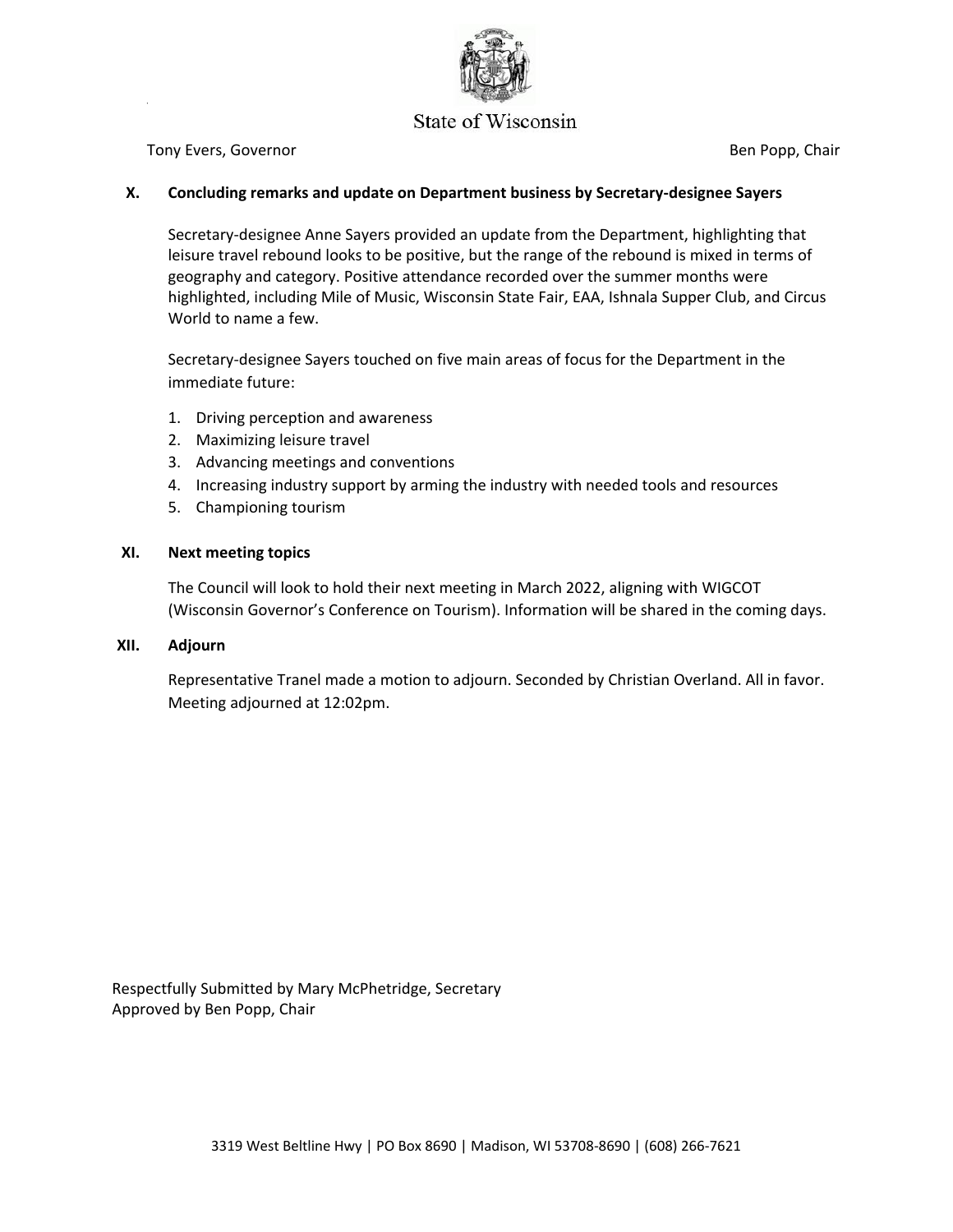State of Wisconsin

Tony Evers, Governor

Ben Popp, Chair

**X. Concluding remarks and update on Department business by Secretary-designee Sayers**

Secretary-designee Anne Sayers provided an update from the Department, highlighting that leisure travel rebound looks to be positive, but the range of the rebound is mixed in terms of geography and category. Positive attendance recorded over the summer months were highlighted, including Mile of Music, Wisconsin State Fair, EAA, Ishnala Supper Club, and Circus World to name a few.

Secretary-designee Sayers touched on five main areas of focus for the Department in the immediate future:

1. Driving perception and awareness
2. Maximizing leisure travel
3. Advancing meetings and conventions
4. Increasing industry support by arming the industry with needed tools and resources
5. Championing tourism

**XI. Next meeting topics**

The Council will look to hold their next meeting in March 2022, aligning with WIGCOT (Wisconsin Governor's Conference on Tourism). Information will be shared in the coming days.

**XII. Adjourn**

Representative Tranel made a motion to adjourn. Seconded by Christian Overland. All in favor. Meeting adjourned at 12:02pm.

Respectfully Submitted by Mary McPhetridge, Secretary
Approved by Ben Popp, Chair

3319 West Beltline Hwy | PO Box 8690 | Madison, WI 53708-8690 | (608) 266-7621